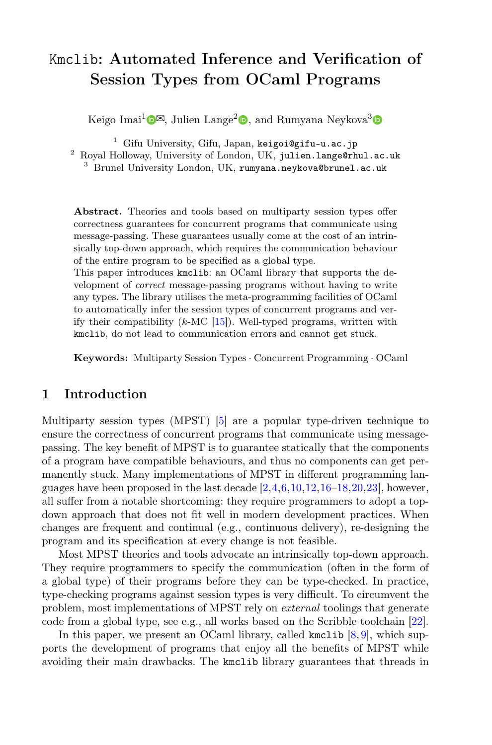# `Kmclib`: Automated Inference and Verification of Session Types from OCaml Programs

Keigo Imai[1] ✉, Julien Lange[2], and Rumyana Neykova[3]

[1] Gifu University, Gifu, Japan, `keigoi@gifu-u.ac.jp`
[2] Royal Holloway, University of London, UK, `julien.lange@rhul.ac.uk`
[3] Brunel University London, UK, `rumyana.neykova@brunel.ac.uk`

**Abstract.** Theories and tools based on multiparty session types offer correctness guarantees for concurrent programs that communicate using message-passing. These guarantees usually come at the cost of an intrinsically top-down approach, which requires the communication behaviour of the entire program to be specified as a global type.
This paper introduces `kmclib`: an OCaml library that supports the development of *correct* message-passing programs without having to write any types. The library utilises the meta-programming facilities of OCaml to automatically infer the session types of concurrent programs and verify their compatibility ($k$-MC [15]). Well-typed programs, written with `kmclib`, do not lead to communication errors and cannot get stuck.

**Keywords:** Multiparty Session Types · Concurrent Programming · OCaml

## 1 Introduction

Multiparty session types (MPST) [5] are a popular type-driven technique to ensure the correctness of concurrent programs that communicate using message-passing. The key benefit of MPST is to guarantee statically that the components of a program have compatible behaviours, and thus no components can get permanently stuck. Many implementations of MPST in different programming languages have been proposed in the last decade [2,4,6,10,12,16–18,20,23], however, all suffer from a notable shortcoming: they require programmers to adopt a top-down approach that does not fit well in modern development practices. When changes are frequent and continual (e.g., continuous delivery), re-designing the program and its specification at every change is not feasible.

Most MPST theories and tools advocate an intrinsically top-down approach. They require programmers to specify the communication (often in the form of a global type) of their programs before they can be type-checked. In practice, type-checking programs against session types is very difficult. To circumvent the problem, most implementations of MPST rely on *external* toolings that generate code from a global type, see e.g., all works based on the Scribble toolchain [22].

In this paper, we present an OCaml library, called `kmclib` [8,9], which supports the development of programs that enjoy all the benefits of MPST while avoiding their main drawbacks. The `kmclib` library guarantees that threads in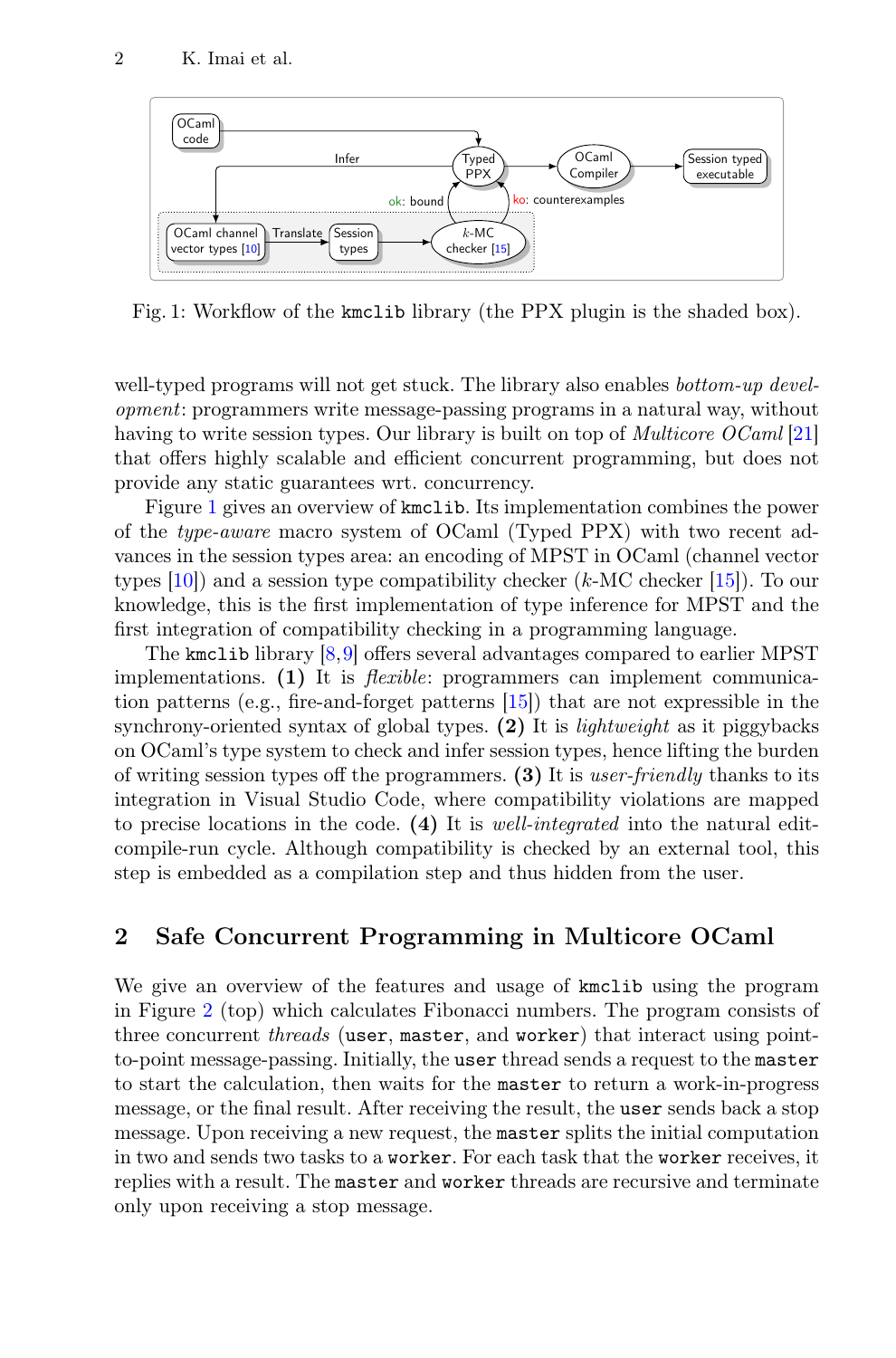Fig. 1: Workflow of the kmclib library (the PPX plugin is the shaded box).

well-typed programs will not get stuck. The library also enables *bottom-up development*: programmers write message-passing programs in a natural way, without having to write session types. Our library is built on top of *Multicore OCaml* [21] that offers highly scalable and efficient concurrent programming, but does not provide any static guarantees wrt. concurrency.

Figure 1 gives an overview of kmclib. Its implementation combines the power of the *type-aware* macro system of OCaml (Typed PPX) with two recent advances in the session types area: an encoding of MPST in OCaml (channel vector types [10]) and a session type compatibility checker ($k$-MC checker [15]). To our knowledge, this is the first implementation of type inference for MPST and the first integration of compatibility checking in a programming language.

The kmclib library [8,9] offers several advantages compared to earlier MPST implementations. **(1)** It is *flexible*: programmers can implement communication patterns (e.g., fire-and-forget patterns [15]) that are not expressible in the synchrony-oriented syntax of global types. **(2)** It is *lightweight* as it piggybacks on OCaml's type system to check and infer session types, hence lifting the burden of writing session types off the programmers. **(3)** It is *user-friendly* thanks to its integration in Visual Studio Code, where compatibility violations are mapped to precise locations in the code. **(4)** It is *well-integrated* into the natural edit-compile-run cycle. Although compatibility is checked by an external tool, this step is embedded as a compilation step and thus hidden from the user.

## 2 Safe Concurrent Programming in Multicore OCaml

We give an overview of the features and usage of kmclib using the program in Figure 2 (top) which calculates Fibonacci numbers. The program consists of three concurrent *threads* (user, master, and worker) that interact using point-to-point message-passing. Initially, the user thread sends a request to the master to start the calculation, then waits for the master to return a work-in-progress message, or the final result. After receiving the result, the user sends back a stop message. Upon receiving a new request, the master splits the initial computation in two and sends two tasks to a worker. For each task that the worker receives, it replies with a result. The master and worker threads are recursive and terminate only upon receiving a stop message.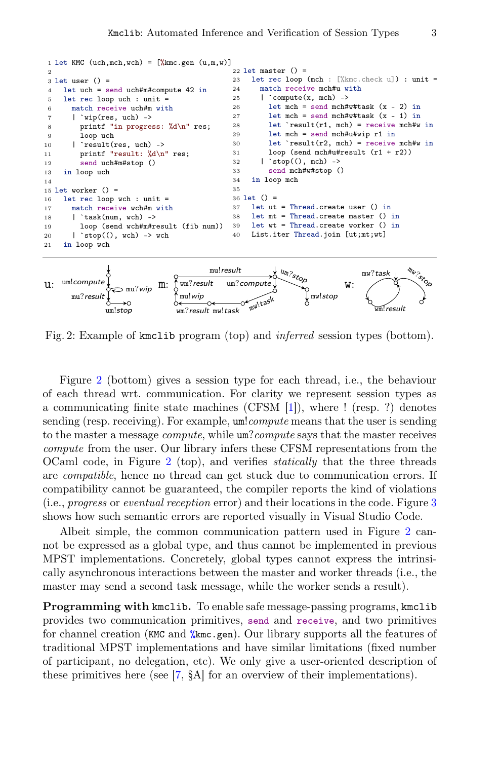```ocaml
1 let KMC (uch,mch,wch) = [%kmc.gen (u,m,w)]
2
3 let user () =
4   let uch = send uch#m#compute 42 in
5   let rec loop uch : unit =
6     match receive uch#m with
7     | `wip(res, uch) ->
8       printf "in progress: %d\n" res;
9       loop uch
10    | `result(res, uch) ->
11      printf "result: %d\n" res;
12      send uch#m#stop ()
13  in loop uch
14
15 let worker () =
16   let rec loop wch : unit =
17     match receive wch#m with
18     | `task(num, wch) ->
19       loop (send wch#m#result (fib num))
20     | `stop((), wch) -> wch
21   in loop wch
```

```ocaml
22 let master () =
23   let rec loop (mch : [%kmc.check u]) : unit =
24     match receive mch#u with
25     | `compute(x, mch) ->
26       let mch = send mch#w#task (x - 2) in
27       let mch = send mch#w#task (x - 1) in
28       let `result(r1, mch) = receive mch#w in
29       let mch = send mch#u#wip r1 in
30       let `result(r2, mch) = receive mch#w in
31       loop (send mch#u#result (r1 + r2))
32     | `stop((), mch) ->
33       send mch#w#stop ()
34   in loop mch
35
36 let () =
37   let ut = Thread.create user () in
38   let mt = Thread.create master () in
39   let wt = Thread.create worker () in
40   List.iter Thread.join [ut;mt;wt]
```

Fig. 2: Example of `kmclib` program (top) and *inferred* session types (bottom).

Figure 2 (bottom) gives a session type for each thread, i.e., the behaviour of each thread wrt. communication. For clarity we represent session types as a communicating finite state machines (CFSM [1]), where ! (resp. ?) denotes sending (resp. receiving). For example, um!*compute* means that the user is sending to the master a message *compute*, while um?*compute* says that the master receives *compute* from the user. Our library infers these CFSM representations from the OCaml code, in Figure 2 (top), and verifies *statically* that the three threads are *compatible*, hence no thread can get stuck due to communication errors. If compatibility cannot be guaranteed, the compiler reports the kind of violations (i.e., *progress* or *eventual reception* error) and their locations in the code. Figure 3 shows how such semantic errors are reported visually in Visual Studio Code.

Albeit simple, the common communication pattern used in Figure 2 cannot be expressed as a global type, and thus cannot be implemented in previous MPST implementations. Concretely, global types cannot express the intrinsically asynchronous interactions between the master and worker threads (i.e., the master may send a second task message, while the worker sends a result).

**Programming with `kmclib`.** To enable safe message-passing programs, `kmclib` provides two communication primitives, `send` and `receive`, and two primitives for channel creation (`KMC` and `%kmc.gen`). Our library supports all the features of traditional MPST implementations and have similar limitations (fixed number of participant, no delegation, etc). We only give a user-oriented description of these primitives here (see [7, §A] for an overview of their implementations).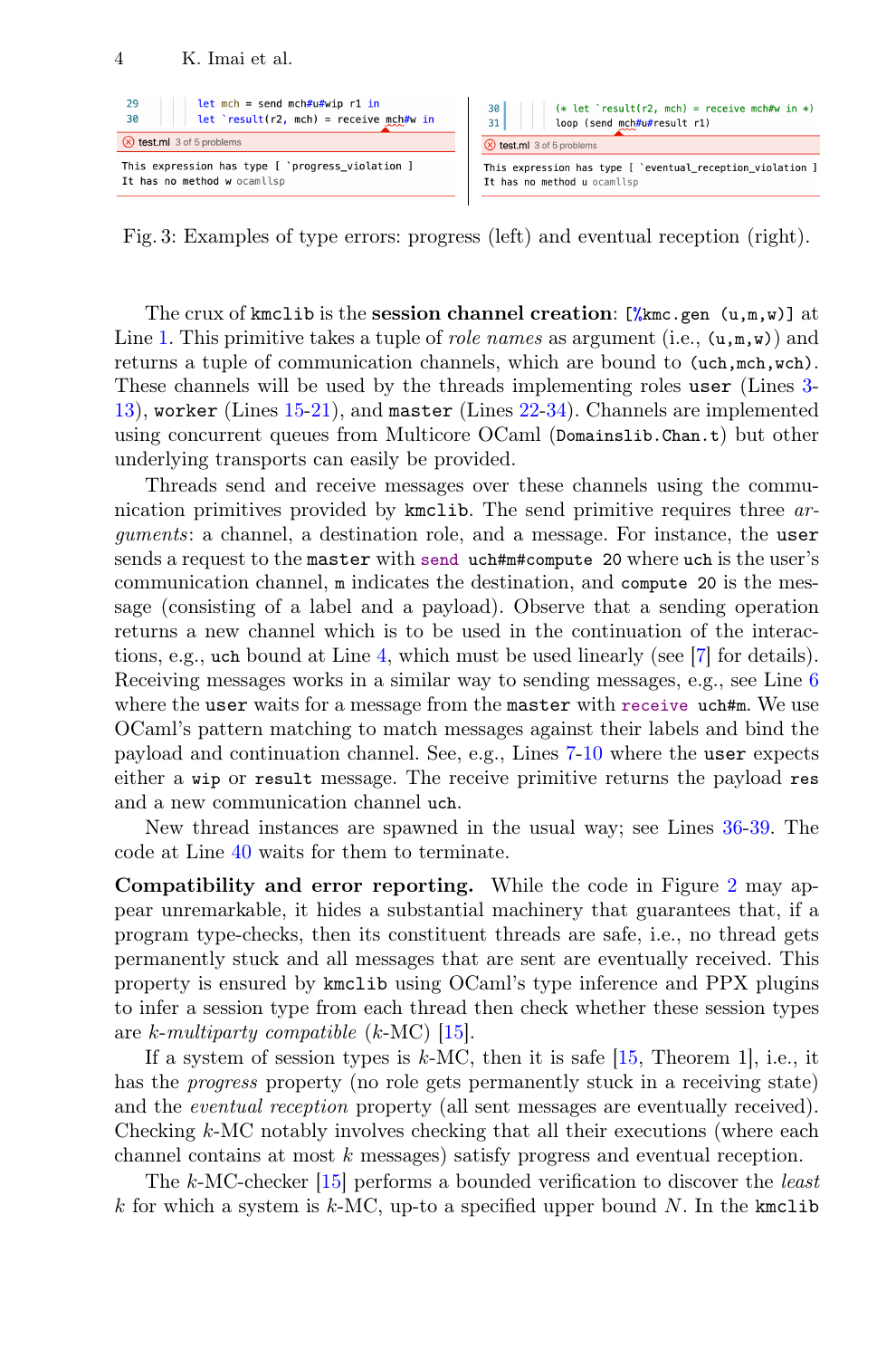```
29    let mch = send mch#u#wip r1 in
30    let `result(r2, mch) = receive mch#w in
test.ml 3 of 5 problems
This expression has type [ `progress_violation ]
It has no method w ocamllsp
```

```
30    (* let `result(r2, mch) = receive mch#w in *)
31    loop (send mch#u#result r1)
test.ml 3 of 5 problems
This expression has type [ `eventual_reception_violation ]
It has no method u ocamllsp
```

Fig. 3: Examples of type errors: progress (left) and eventual reception (right).

The crux of `kmclib` is the **session channel creation**: `[%kmc.gen (u,m,w)]` at Line 1. This primitive takes a tuple of *role names* as argument (i.e., `(u,m,w)`) and returns a tuple of communication channels, which are bound to `(uch,mch,wch)`. These channels will be used by the threads implementing roles `user` (Lines 3-13), `worker` (Lines 15-21), and `master` (Lines 22-34). Channels are implemented using concurrent queues from Multicore OCaml (`Domainslib.Chan.t`) but other underlying transports can easily be provided.

Threads send and receive messages over these channels using the communication primitives provided by `kmclib`. The send primitive requires three *arguments*: a channel, a destination role, and a message. For instance, the `user` sends a request to the `master` with `send uch#m#compute 20` where `uch` is the user's communication channel, `m` indicates the destination, and `compute 20` is the message (consisting of a label and a payload). Observe that a sending operation returns a new channel which is to be used in the continuation of the interactions, e.g., `uch` bound at Line 4, which must be used linearly (see [7] for details). Receiving messages works in a similar way to sending messages, e.g., see Line 6 where the `user` waits for a message from the `master` with `receive uch#m`. We use OCaml's pattern matching to match messages against their labels and bind the payload and continuation channel. See, e.g., Lines 7-10 where the `user` expects either a `wip` or `result` message. The receive primitive returns the payload `res` and a new communication channel `uch`.

New thread instances are spawned in the usual way; see Lines 36-39. The code at Line 40 waits for them to terminate.

**Compatibility and error reporting.** While the code in Figure 2 may appear unremarkable, it hides a substantial machinery that guarantees that, if a program type-checks, then its constituent threads are safe, i.e., no thread gets permanently stuck and all messages that are sent are eventually received. This property is ensured by `kmclib` using OCaml's type inference and PPX plugins to infer a session type from each thread then check whether these session types are $k$*-multiparty compatible* ($k$-MC) [15].

If a system of session types is $k$-MC, then it is safe [15, Theorem 1], i.e., it has the *progress* property (no role gets permanently stuck in a receiving state) and the *eventual reception* property (all sent messages are eventually received). Checking $k$-MC notably involves checking that all their executions (where each channel contains at most $k$ messages) satisfy progress and eventual reception.

The $k$-MC-checker [15] performs a bounded verification to discover the *least* $k$ for which a system is $k$-MC, up-to a specified upper bound $N$. In the `kmclib`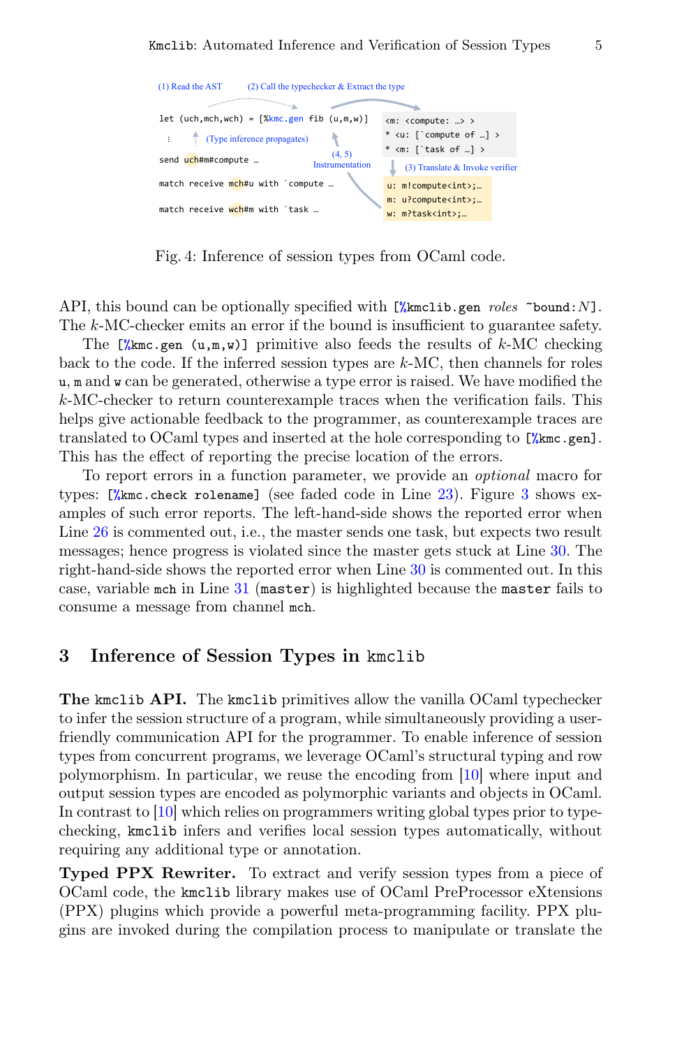```
let (uch,mch,wch) = [%kmc.gen fib (u,m,w)]
  ⋮
send uch#m#compute …
match receive mch#u with `compute …
match receive wch#m with `task …
```

Fig. 4: Inference of session types from OCaml code.

API, this bound can be optionally specified with `[%kmclib.gen` *roles* `~bound:`$N$`]`. The $k$-MC-checker emits an error if the bound is insufficient to guarantee safety.

The `[%kmc.gen (u,m,w)]` primitive also feeds the results of $k$-MC checking back to the code. If the inferred session types are $k$-MC, then channels for roles `u`, `m` and `w` can be generated, otherwise a type error is raised. We have modified the $k$-MC-checker to return counterexample traces when the verification fails. This helps give actionable feedback to the programmer, as counterexample traces are translated to OCaml types and inserted at the hole corresponding to `[%kmc.gen]`. This has the effect of reporting the precise location of the errors.

To report errors in a function parameter, we provide an *optional* macro for types: `[%kmc.check rolename]` (see faded code in Line 23). Figure 3 shows examples of such error reports. The left-hand-side shows the reported error when Line 26 is commented out, i.e., the master sends one task, but expects two result messages; hence progress is violated since the master gets stuck at Line 30. The right-hand-side shows the reported error when Line 30 is commented out. In this case, variable `mch` in Line 31 (`master`) is highlighted because the `master` fails to consume a message from channel `mch`.

## 3 Inference of Session Types in `kmclib`

**The `kmclib` API.** The `kmclib` primitives allow the vanilla OCaml typechecker to infer the session structure of a program, while simultaneously providing a user-friendly communication API for the programmer. To enable inference of session types from concurrent programs, we leverage OCaml's structural typing and row polymorphism. In particular, we reuse the encoding from [10] where input and output session types are encoded as polymorphic variants and objects in OCaml. In contrast to [10] which relies on programmers writing global types prior to type-checking, `kmclib` infers and verifies local session types automatically, without requiring any additional type or annotation.

**Typed PPX Rewriter.** To extract and verify session types from a piece of OCaml code, the `kmclib` library makes use of OCaml PreProcessor eXtensions (PPX) plugins which provide a powerful meta-programming facility. PPX plugins are invoked during the compilation process to manipulate or translate the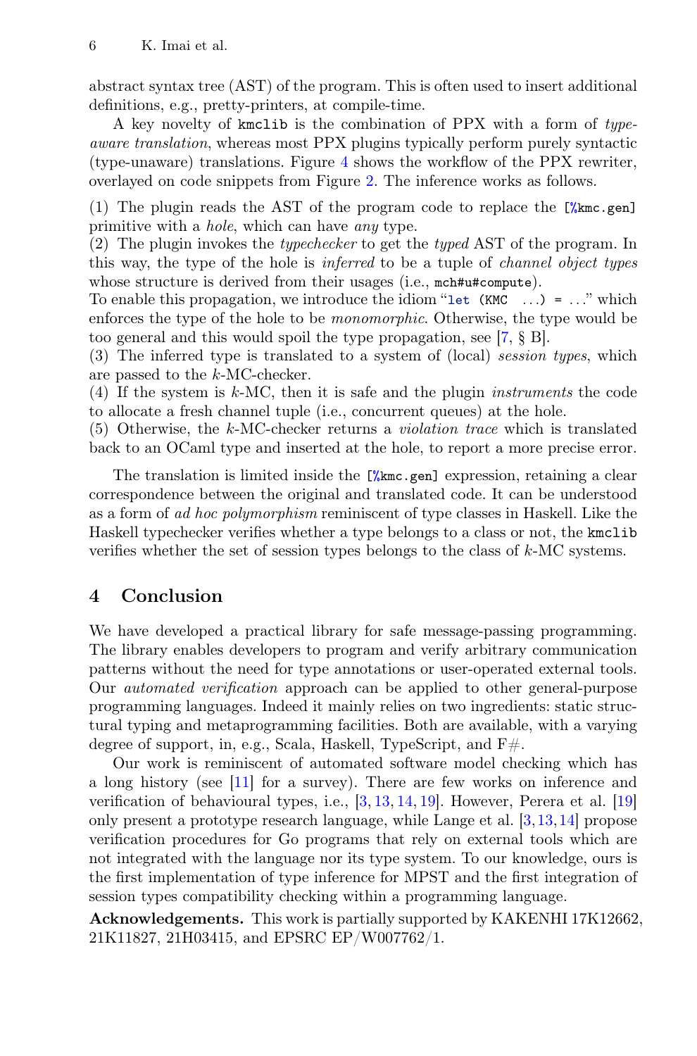abstract syntax tree (AST) of the program. This is often used to insert additional definitions, e.g., pretty-printers, at compile-time.

A key novelty of `kmclib` is the combination of PPX with a form of *type-aware translation*, whereas most PPX plugins typically perform purely syntactic (type-unaware) translations. Figure 4 shows the workflow of the PPX rewriter, overlayed on code snippets from Figure 2. The inference works as follows.

(1) The plugin reads the AST of the program code to replace the `[%kmc.gen]` primitive with a *hole*, which can have *any* type.
(2) The plugin invokes the *typechecker* to get the *typed* AST of the program. In this way, the type of the hole is *inferred* to be a tuple of *channel object types* whose structure is derived from their usages (i.e., `mch#u#compute`).
To enable this propagation, we introduce the idiom "`let (KMC ...) = ...`" which enforces the type of the hole to be *monomorphic*. Otherwise, the type would be too general and this would spoil the type propagation, see [7, § B].
(3) The inferred type is translated to a system of (local) *session types*, which are passed to the $k$-MC-checker.
(4) If the system is $k$-MC, then it is safe and the plugin *instruments* the code to allocate a fresh channel tuple (i.e., concurrent queues) at the hole.
(5) Otherwise, the $k$-MC-checker returns a *violation trace* which is translated back to an OCaml type and inserted at the hole, to report a more precise error.

The translation is limited inside the `[%kmc.gen]` expression, retaining a clear correspondence between the original and translated code. It can be understood as a form of *ad hoc polymorphism* reminiscent of type classes in Haskell. Like the Haskell typechecker verifies whether a type belongs to a class or not, the `kmclib` verifies whether the set of session types belongs to the class of $k$-MC systems.

## 4 Conclusion

We have developed a practical library for safe message-passing programming. The library enables developers to program and verify arbitrary communication patterns without the need for type annotations or user-operated external tools. Our *automated verification* approach can be applied to other general-purpose programming languages. Indeed it mainly relies on two ingredients: static structural typing and metaprogramming facilities. Both are available, with a varying degree of support, in, e.g., Scala, Haskell, TypeScript, and F#.

Our work is reminiscent of automated software model checking which has a long history (see [11] for a survey). There are few works on inference and verification of behavioural types, i.e., [3, 13, 14, 19]. However, Perera et al. [19] only present a prototype research language, while Lange et al. [3, 13, 14] propose verification procedures for Go programs that rely on external tools which are not integrated with the language nor its type system. To our knowledge, ours is the first implementation of type inference for MPST and the first integration of session types compatibility checking within a programming language.

**Acknowledgements.** This work is partially supported by KAKENHI 17K12662, 21K11827, 21H03415, and EPSRC EP/W007762/1.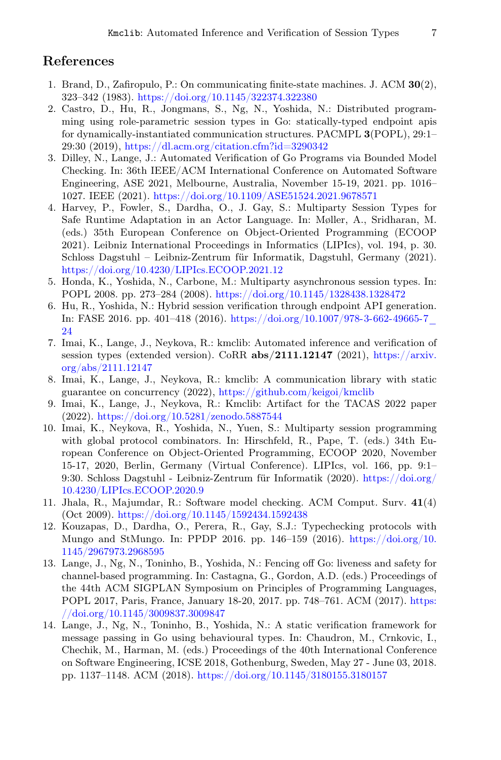## References

1. Brand, D., Zafiropulo, P.: On communicating finite-state machines. J. ACM **30**(2), 323–342 (1983). https://doi.org/10.1145/322374.322380
2. Castro, D., Hu, R., Jongmans, S., Ng, N., Yoshida, N.: Distributed programming using role-parametric session types in Go: statically-typed endpoint apis for dynamically-instantiated communication structures. PACMPL **3**(POPL), 29:1–29:30 (2019), https://dl.acm.org/citation.cfm?id=3290342
3. Dilley, N., Lange, J.: Automated Verification of Go Programs via Bounded Model Checking. In: 36th IEEE/ACM International Conference on Automated Software Engineering, ASE 2021, Melbourne, Australia, November 15-19, 2021. pp. 1016–1027. IEEE (2021). https://doi.org/10.1109/ASE51524.2021.9678571
4. Harvey, P., Fowler, S., Dardha, O., J. Gay, S.: Multiparty Session Types for Safe Runtime Adaptation in an Actor Language. In: Møller, A., Sridharan, M. (eds.) 35th European Conference on Object-Oriented Programming (ECOOP 2021). Leibniz International Proceedings in Informatics (LIPIcs), vol. 194, p. 30. Schloss Dagstuhl – Leibniz-Zentrum für Informatik, Dagstuhl, Germany (2021). https://doi.org/10.4230/LIPIcs.ECOOP.2021.12
5. Honda, K., Yoshida, N., Carbone, M.: Multiparty asynchronous session types. In: POPL 2008. pp. 273–284 (2008). https://doi.org/10.1145/1328438.1328472
6. Hu, R., Yoshida, N.: Hybrid session verification through endpoint API generation. In: FASE 2016. pp. 401–418 (2016). https://doi.org/10.1007/978-3-662-49665-7_24
7. Imai, K., Lange, J., Neykova, R.: kmclib: Automated inference and verification of session types (extended version). CoRR **abs/2111.12147** (2021), https://arxiv.org/abs/2111.12147
8. Imai, K., Lange, J., Neykova, R.: kmclib: A communication library with static guarantee on concurrency (2022), https://github.com/keigoi/kmclib
9. Imai, K., Lange, J., Neykova, R.: Kmclib: Artifact for the TACAS 2022 paper (2022). https://doi.org/10.5281/zenodo.5887544
10. Imai, K., Neykova, R., Yoshida, N., Yuen, S.: Multiparty session programming with global protocol combinators. In: Hirschfeld, R., Pape, T. (eds.) 34th European Conference on Object-Oriented Programming, ECOOP 2020, November 15-17, 2020, Berlin, Germany (Virtual Conference). LIPIcs, vol. 166, pp. 9:1–9:30. Schloss Dagstuhl - Leibniz-Zentrum für Informatik (2020). https://doi.org/10.4230/LIPIcs.ECOOP.2020.9
11. Jhala, R., Majumdar, R.: Software model checking. ACM Comput. Surv. **41**(4) (Oct 2009). https://doi.org/10.1145/1592434.1592438
12. Kouzapas, D., Dardha, O., Perera, R., Gay, S.J.: Typechecking protocols with Mungo and StMungo. In: PPDP 2016. pp. 146–159 (2016). https://doi.org/10.1145/2967973.2968595
13. Lange, J., Ng, N., Toninho, B., Yoshida, N.: Fencing off Go: liveness and safety for channel-based programming. In: Castagna, G., Gordon, A.D. (eds.) Proceedings of the 44th ACM SIGPLAN Symposium on Principles of Programming Languages, POPL 2017, Paris, France, January 18-20, 2017. pp. 748–761. ACM (2017). https://doi.org/10.1145/3009837.3009847
14. Lange, J., Ng, N., Toninho, B., Yoshida, N.: A static verification framework for message passing in Go using behavioural types. In: Chaudron, M., Crnkovic, I., Chechik, M., Harman, M. (eds.) Proceedings of the 40th International Conference on Software Engineering, ICSE 2018, Gothenburg, Sweden, May 27 - June 03, 2018. pp. 1137–1148. ACM (2018). https://doi.org/10.1145/3180155.3180157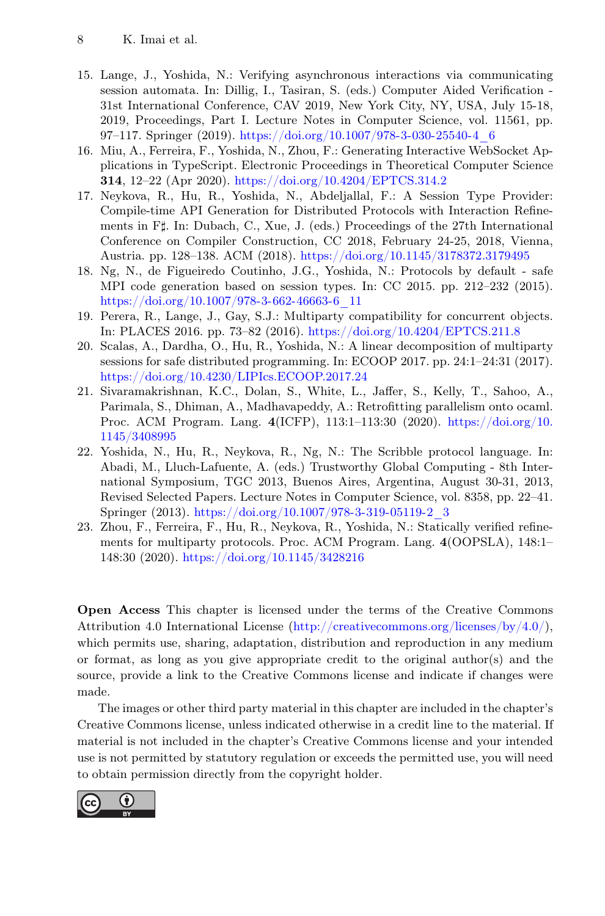15. Lange, J., Yoshida, N.: Verifying asynchronous interactions via communicating session automata. In: Dillig, I., Tasiran, S. (eds.) Computer Aided Verification - 31st International Conference, CAV 2019, New York City, NY, USA, July 15-18, 2019, Proceedings, Part I. Lecture Notes in Computer Science, vol. 11561, pp. 97–117. Springer (2019). https://doi.org/10.1007/978-3-030-25540-4_6
16. Miu, A., Ferreira, F., Yoshida, N., Zhou, F.: Generating Interactive WebSocket Applications in TypeScript. Electronic Proceedings in Theoretical Computer Science **314**, 12–22 (Apr 2020). https://doi.org/10.4204/EPTCS.314.2
17. Neykova, R., Hu, R., Yoshida, N., Abdeljallal, F.: A Session Type Provider: Compile-time API Generation for Distributed Protocols with Interaction Refinements in F♯. In: Dubach, C., Xue, J. (eds.) Proceedings of the 27th International Conference on Compiler Construction, CC 2018, February 24-25, 2018, Vienna, Austria. pp. 128–138. ACM (2018). https://doi.org/10.1145/3178372.3179495
18. Ng, N., de Figueiredo Coutinho, J.G., Yoshida, N.: Protocols by default - safe MPI code generation based on session types. In: CC 2015. pp. 212–232 (2015). https://doi.org/10.1007/978-3-662-46663-6_11
19. Perera, R., Lange, J., Gay, S.J.: Multiparty compatibility for concurrent objects. In: PLACES 2016. pp. 73–82 (2016). https://doi.org/10.4204/EPTCS.211.8
20. Scalas, A., Dardha, O., Hu, R., Yoshida, N.: A linear decomposition of multiparty sessions for safe distributed programming. In: ECOOP 2017. pp. 24:1–24:31 (2017). https://doi.org/10.4230/LIPIcs.ECOOP.2017.24
21. Sivaramakrishnan, K.C., Dolan, S., White, L., Jaffer, S., Kelly, T., Sahoo, A., Parimala, S., Dhiman, A., Madhavapeddy, A.: Retrofitting parallelism onto ocaml. Proc. ACM Program. Lang. **4**(ICFP), 113:1–113:30 (2020). https://doi.org/10.1145/3408995
22. Yoshida, N., Hu, R., Neykova, R., Ng, N.: The Scribble protocol language. In: Abadi, M., Lluch-Lafuente, A. (eds.) Trustworthy Global Computing - 8th International Symposium, TGC 2013, Buenos Aires, Argentina, August 30-31, 2013, Revised Selected Papers. Lecture Notes in Computer Science, vol. 8358, pp. 22–41. Springer (2013). https://doi.org/10.1007/978-3-319-05119-2_3
23. Zhou, F., Ferreira, F., Hu, R., Neykova, R., Yoshida, N.: Statically verified refinements for multiparty protocols. Proc. ACM Program. Lang. **4**(OOPSLA), 148:1–148:30 (2020). https://doi.org/10.1145/3428216

**Open Access** This chapter is licensed under the terms of the Creative Commons Attribution 4.0 International License (http://creativecommons.org/licenses/by/4.0/), which permits use, sharing, adaptation, distribution and reproduction in any medium or format, as long as you give appropriate credit to the original author(s) and the source, provide a link to the Creative Commons license and indicate if changes were made.

The images or other third party material in this chapter are included in the chapter's Creative Commons license, unless indicated otherwise in a credit line to the material. If material is not included in the chapter's Creative Commons license and your intended use is not permitted by statutory regulation or exceeds the permitted use, you will need to obtain permission directly from the copyright holder.